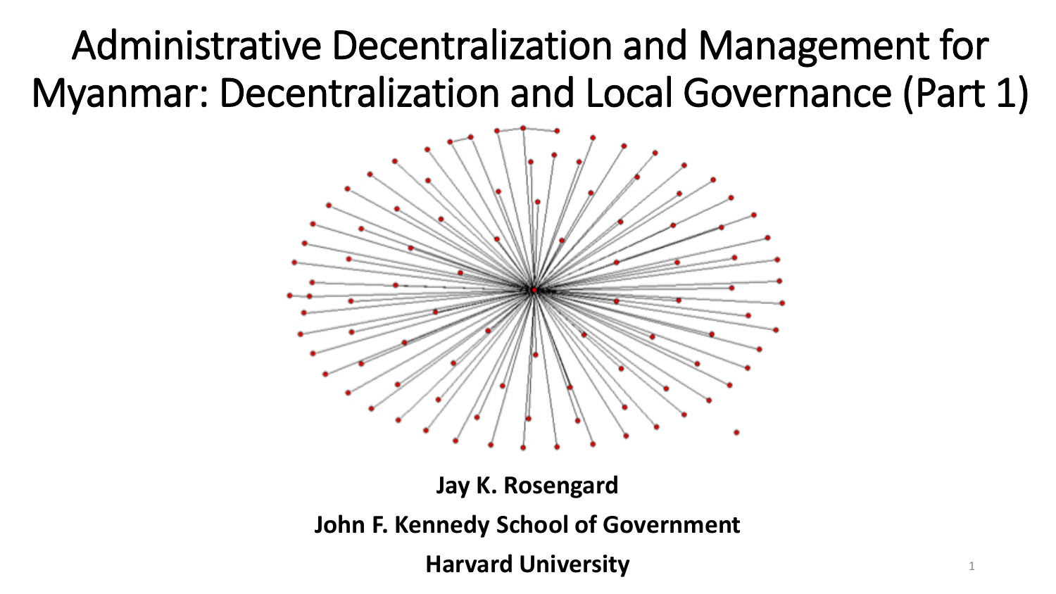# Administrative Decentralization and Management for Myanmar: Decentralization and Local Governance (Part 1)

**Jay K. Rosengard**

**John F. Kennedy School of Government**

**Harvard University**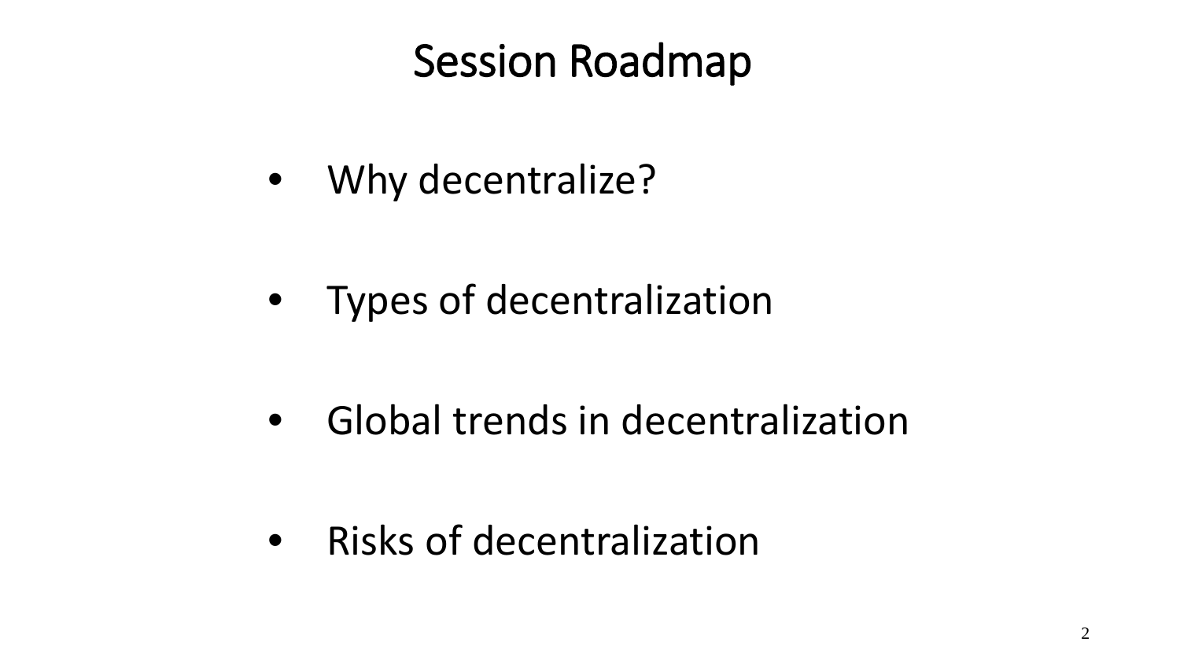# Session Roadmap

- Why decentralize?
- Types of decentralization
- Global trends in decentralization
- Risks of decentralization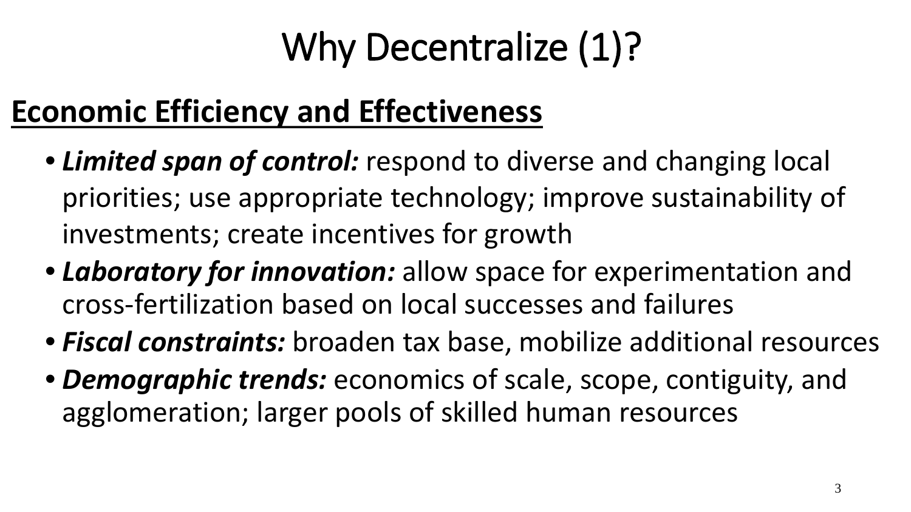# Why Decentralize (1)?

## Economic Efficiency and Effectiveness

- ***Limited span of control:*** respond to diverse and changing local priorities; use appropriate technology; improve sustainability of investments; create incentives for growth
- ***Laboratory for innovation:*** allow space for experimentation and cross-fertilization based on local successes and failures
- ***Fiscal constraints:*** broaden tax base, mobilize additional resources
- ***Demographic trends:*** economics of scale, scope, contiguity, and agglomeration; larger pools of skilled human resources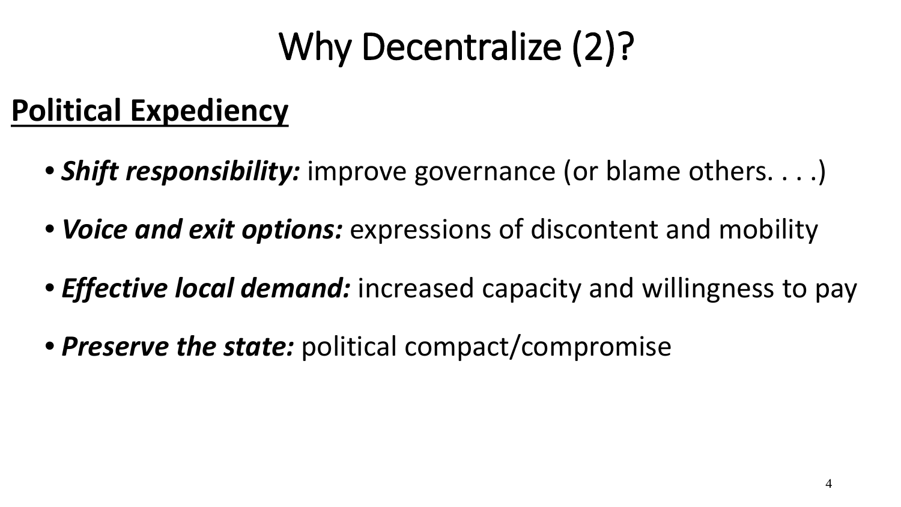# Why Decentralize (2)?

## Political Expediency

- ***Shift responsibility:*** improve governance (or blame others. . . .)
- ***Voice and exit options:*** expressions of discontent and mobility
- ***Effective local demand:*** increased capacity and willingness to pay
- ***Preserve the state:*** political compact/compromise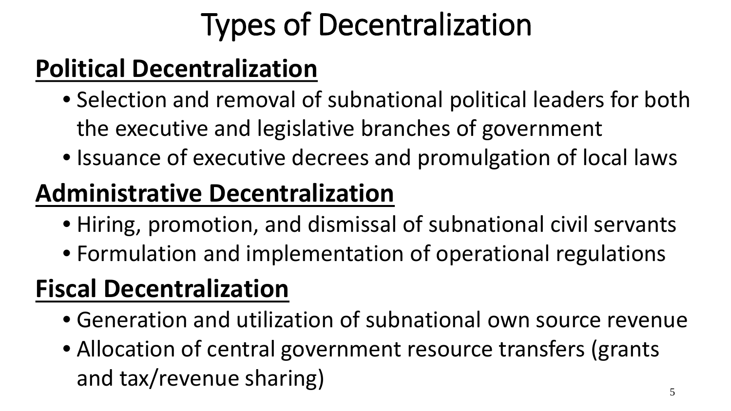# Types of Decentralization

## Political Decentralization

- Selection and removal of subnational political leaders for both the executive and legislative branches of government
- Issuance of executive decrees and promulgation of local laws

## Administrative Decentralization

- Hiring, promotion, and dismissal of subnational civil servants
- Formulation and implementation of operational regulations

## Fiscal Decentralization

- Generation and utilization of subnational own source revenue
- Allocation of central government resource transfers (grants and tax/revenue sharing)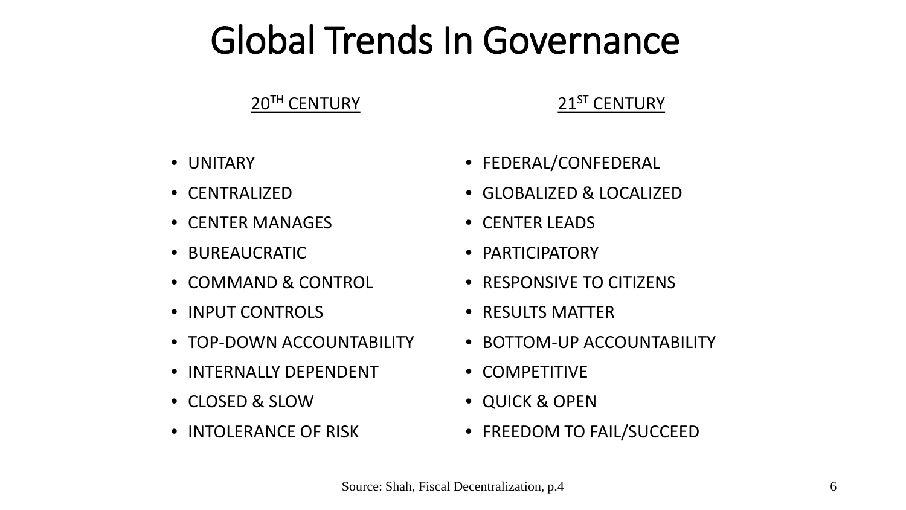# Global Trends In Governance

| 20TH CENTURY | 21ST CENTURY |
| --- | --- |
| UNITARY | FEDERAL/CONFEDERAL |
| CENTRALIZED | GLOBALIZED & LOCALIZED |
| CENTER MANAGES | CENTER LEADS |
| BUREAUCRATIC | PARTICIPATORY |
| COMMAND & CONTROL | RESPONSIVE TO CITIZENS |
| INPUT CONTROLS | RESULTS MATTER |
| TOP-DOWN ACCOUNTABILITY | BOTTOM-UP ACCOUNTABILITY |
| INTERNALLY DEPENDENT | COMPETITIVE |
| CLOSED & SLOW | QUICK & OPEN |
| INTOLERANCE OF RISK | FREEDOM TO FAIL/SUCCEED |

Source: Shah, Fiscal Decentralization, p.4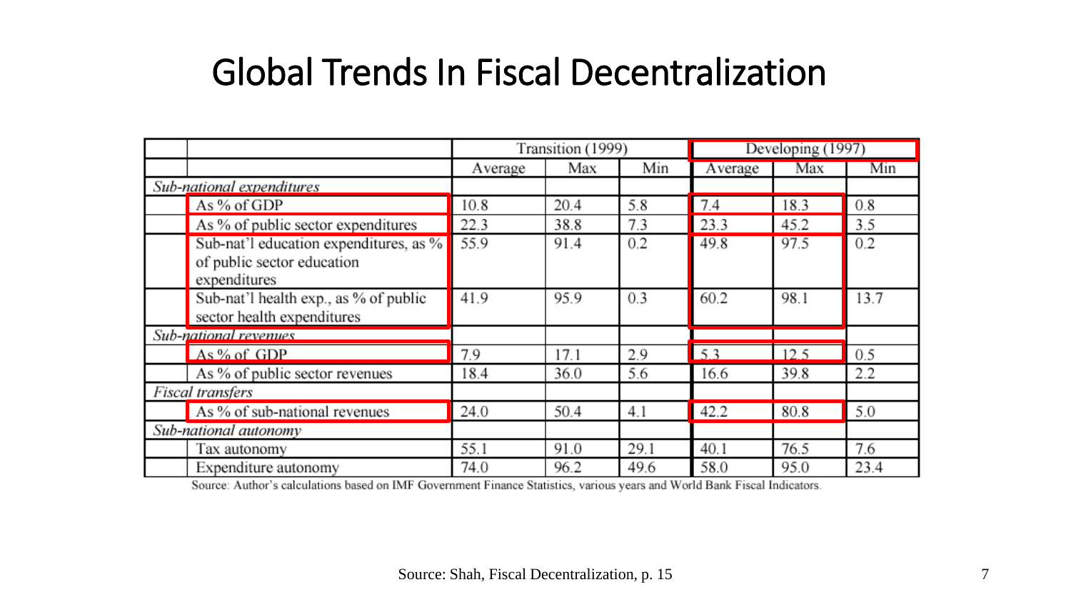# Global Trends In Fiscal Decentralization

| | Transition (1999) | | | Developing (1997) | | |
|---|---|---|---|---|---|---|
| | Average | Max | Min | Average | Max | Min |
| *Sub-national expenditures* | | | | | | |
| As % of GDP | 10.8 | 20.4 | 5.8 | 7.4 | 18.3 | 0.8 |
| As % of public sector expenditures | 22.3 | 38.8 | 7.3 | 23.3 | 45.2 | 3.5 |
| Sub-nat'l education expenditures, as % of public sector education expenditures | 55.9 | 91.4 | 0.2 | 49.8 | 97.5 | 0.2 |
| Sub-nat'l health exp., as % of public sector health expenditures | 41.9 | 95.9 | 0.3 | 60.2 | 98.1 | 13.7 |
| *Sub-national revenues* | | | | | | |
| As % of GDP | 7.9 | 17.1 | 2.9 | 5.3 | 12.5 | 0.5 |
| As % of public sector revenues | 18.4 | 36.0 | 5.6 | 16.6 | 39.8 | 2.2 |
| *Fiscal transfers* | | | | | | |
| As % of sub-national revenues | 24.0 | 50.4 | 4.1 | 42.2 | 80.8 | 5.0 |
| *Sub-national autonomy* | | | | | | |
| Tax autonomy | 55.1 | 91.0 | 29.1 | 40.1 | 76.5 | 7.6 |
| Expenditure autonomy | 74.0 | 96.2 | 49.6 | 58.0 | 95.0 | 23.4 |

Source: Author's calculations based on IMF Government Finance Statistics, various years and World Bank Fiscal Indicators.

Source: Shah, Fiscal Decentralization, p. 15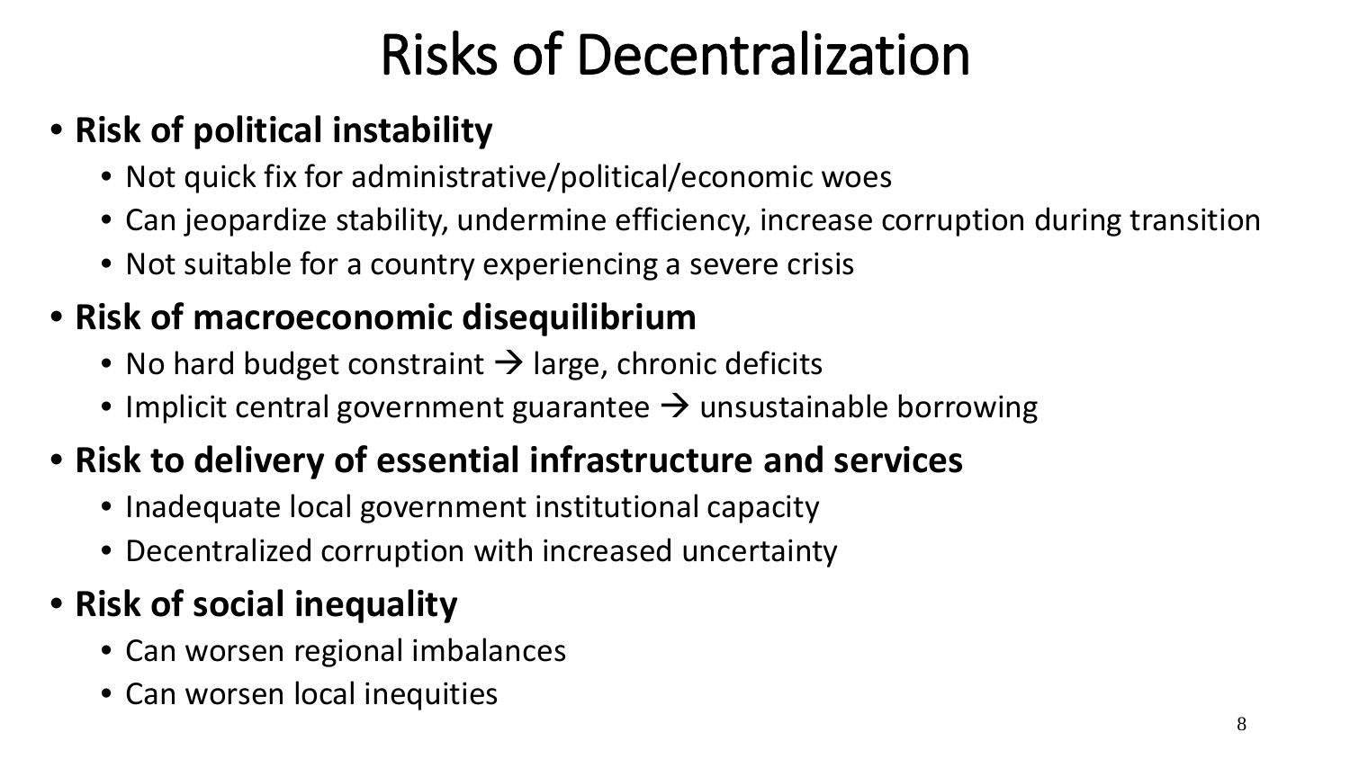# Risks of Decentralization

- **Risk of political instability**
  - Not quick fix for administrative/political/economic woes
  - Can jeopardize stability, undermine efficiency, increase corruption during transition
  - Not suitable for a country experiencing a severe crisis
- **Risk of macroeconomic disequilibrium**
  - No hard budget constraint → large, chronic deficits
  - Implicit central government guarantee → unsustainable borrowing
- **Risk to delivery of essential infrastructure and services**
  - Inadequate local government institutional capacity
  - Decentralized corruption with increased uncertainty
- **Risk of social inequality**
  - Can worsen regional imbalances
  - Can worsen local inequities